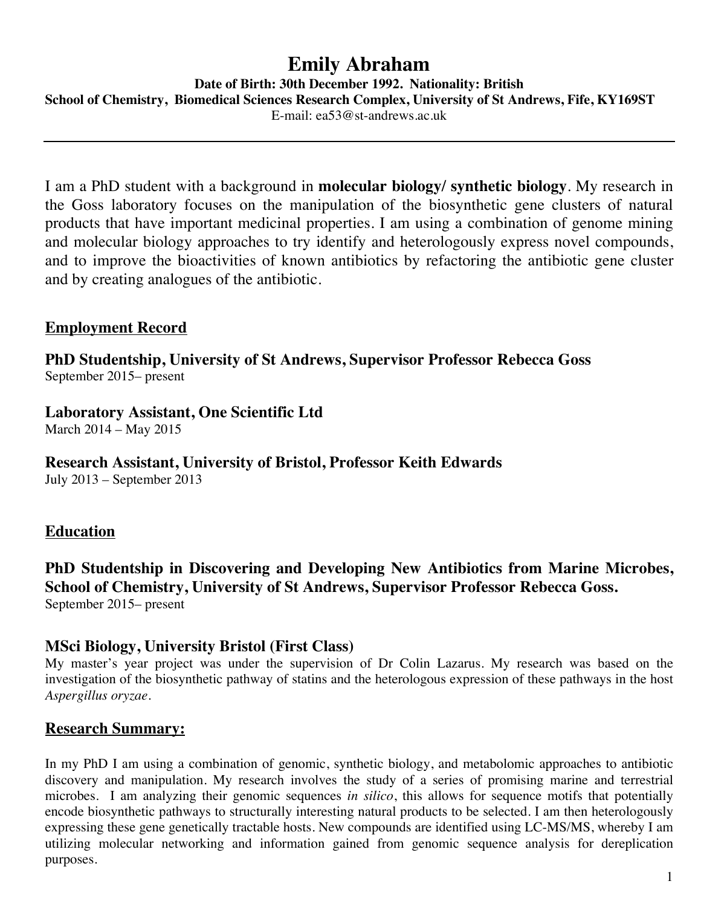# Emily Abraham

**Date of Birth: 30th December 1992. Nationality: British**
**School of Chemistry, Biomedical Sciences Research Complex, University of St Andrews, Fife, KY169ST**
E-mail: ea53@st-andrews.ac.uk

---

I am a PhD student with a background in **molecular biology/ synthetic biology**. My research in the Goss laboratory focuses on the manipulation of the biosynthetic gene clusters of natural products that have important medicinal properties. I am using a combination of genome mining and molecular biology approaches to try identify and heterologously express novel compounds, and to improve the bioactivities of known antibiotics by refactoring the antibiotic gene cluster and by creating analogues of the antibiotic.

## Employment Record

**PhD Studentship, University of St Andrews, Supervisor Professor Rebecca Goss**
September 2015– present

**Laboratory Assistant, One Scientific Ltd**
March 2014 – May 2015

**Research Assistant, University of Bristol, Professor Keith Edwards**
July 2013 – September 2013

## Education

**PhD Studentship in Discovering and Developing New Antibiotics from Marine Microbes, School of Chemistry, University of St Andrews, Supervisor Professor Rebecca Goss.**
September 2015– present

**MSci Biology, University Bristol (First Class)**
My master's year project was under the supervision of Dr Colin Lazarus. My research was based on the investigation of the biosynthetic pathway of statins and the heterologous expression of these pathways in the host *Aspergillus oryzae*.

## Research Summary:

In my PhD I am using a combination of genomic, synthetic biology, and metabolomic approaches to antibiotic discovery and manipulation. My research involves the study of a series of promising marine and terrestrial microbes. I am analyzing their genomic sequences *in silico*, this allows for sequence motifs that potentially encode biosynthetic pathways to structurally interesting natural products to be selected. I am then heterologously expressing these gene genetically tractable hosts. New compounds are identified using LC-MS/MS, whereby I am utilizing molecular networking and information gained from genomic sequence analysis for dereplication purposes.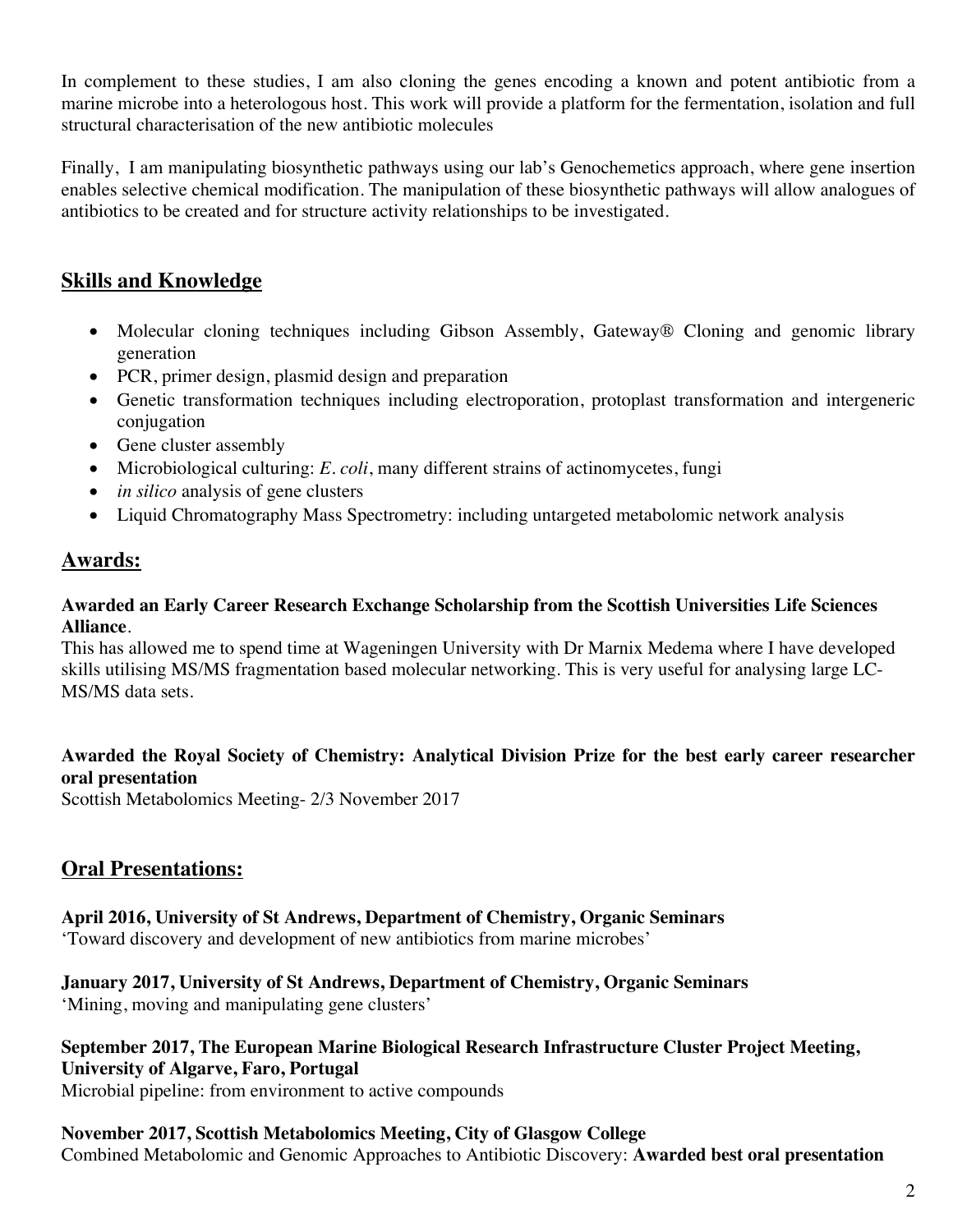In complement to these studies, I am also cloning the genes encoding a known and potent antibiotic from a marine microbe into a heterologous host. This work will provide a platform for the fermentation, isolation and full structural characterisation of the new antibiotic molecules

Finally, I am manipulating biosynthetic pathways using our lab's Genochemetics approach, where gene insertion enables selective chemical modification. The manipulation of these biosynthetic pathways will allow analogues of antibiotics to be created and for structure activity relationships to be investigated.

## Skills and Knowledge

- Molecular cloning techniques including Gibson Assembly, Gateway® Cloning and genomic library generation
- PCR, primer design, plasmid design and preparation
- Genetic transformation techniques including electroporation, protoplast transformation and intergeneric conjugation
- Gene cluster assembly
- Microbiological culturing: *E. coli*, many different strains of actinomycetes, fungi
- *in silico* analysis of gene clusters
- Liquid Chromatography Mass Spectrometry: including untargeted metabolomic network analysis

## Awards:

**Awarded an Early Career Research Exchange Scholarship from the Scottish Universities Life Sciences Alliance**.
This has allowed me to spend time at Wageningen University with Dr Marnix Medema where I have developed skills utilising MS/MS fragmentation based molecular networking. This is very useful for analysing large LC-MS/MS data sets.

**Awarded the Royal Society of Chemistry: Analytical Division Prize for the best early career researcher oral presentation**
Scottish Metabolomics Meeting- 2/3 November 2017

## Oral Presentations:

**April 2016, University of St Andrews, Department of Chemistry, Organic Seminars**
'Toward discovery and development of new antibiotics from marine microbes'

**January 2017, University of St Andrews, Department of Chemistry, Organic Seminars**
'Mining, moving and manipulating gene clusters'

**September 2017, The European Marine Biological Research Infrastructure Cluster Project Meeting, University of Algarve, Faro, Portugal**
Microbial pipeline: from environment to active compounds

**November 2017, Scottish Metabolomics Meeting, City of Glasgow College**
Combined Metabolomic and Genomic Approaches to Antibiotic Discovery: **Awarded best oral presentation**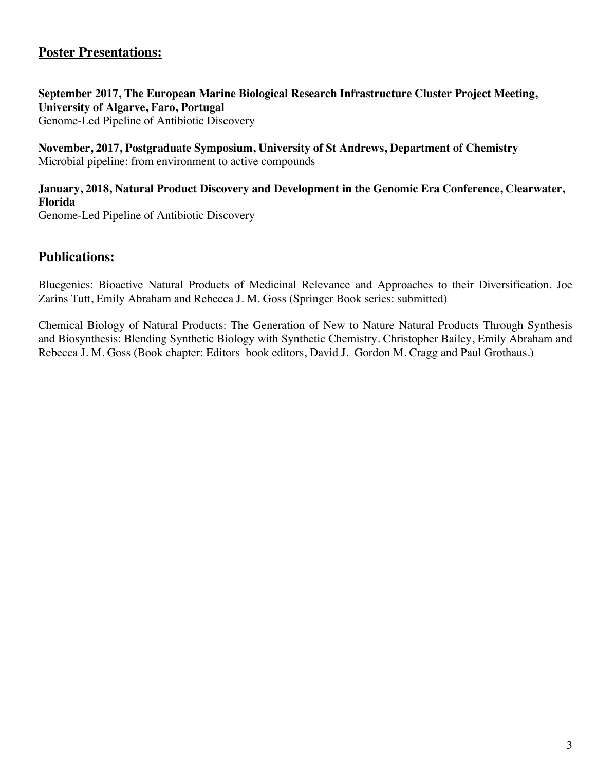## Poster Presentations:

**September 2017, The European Marine Biological Research Infrastructure Cluster Project Meeting, University of Algarve, Faro, Portugal**
Genome-Led Pipeline of Antibiotic Discovery

**November, 2017, Postgraduate Symposium, University of St Andrews, Department of Chemistry**
Microbial pipeline: from environment to active compounds

**January, 2018, Natural Product Discovery and Development in the Genomic Era Conference, Clearwater, Florida**
Genome-Led Pipeline of Antibiotic Discovery

## Publications:

Bluegenics: Bioactive Natural Products of Medicinal Relevance and Approaches to their Diversification. Joe Zarins Tutt, Emily Abraham and Rebecca J. M. Goss (Springer Book series: submitted)

Chemical Biology of Natural Products: The Generation of New to Nature Natural Products Through Synthesis and Biosynthesis: Blending Synthetic Biology with Synthetic Chemistry. Christopher Bailey, Emily Abraham and Rebecca J. M. Goss (Book chapter: Editors book editors, David J. Gordon M. Cragg and Paul Grothaus.)